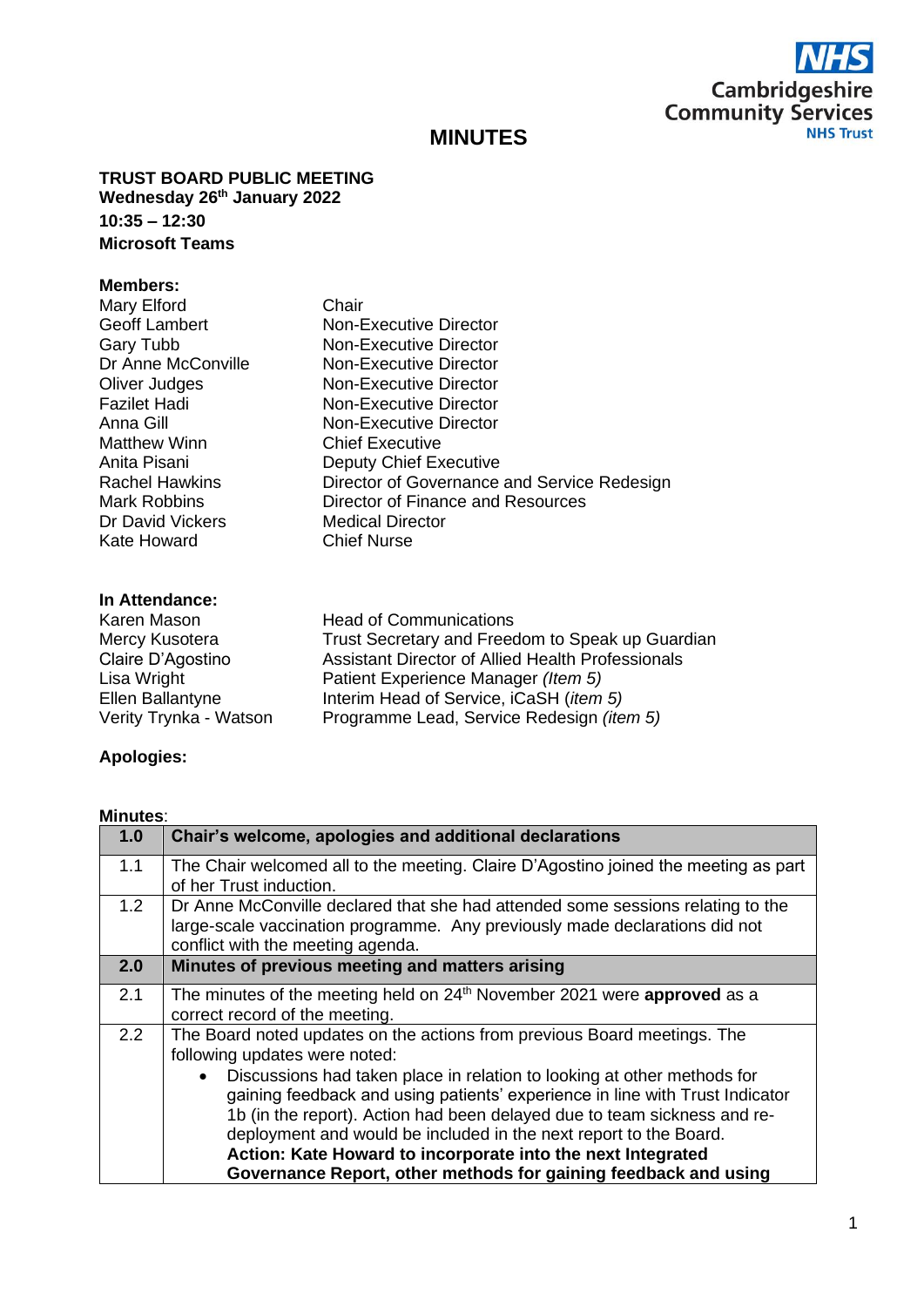Cambridgeshire Community Services NHS Trust

# MINUTES

**TRUST BOARD PUBLIC MEETING**
**Wednesday 26th January 2022**
**10:35 – 12:30**
**Microsoft Teams**

**Members:**

| | |
|---|---|
| Mary Elford | Chair |
| Geoff Lambert | Non-Executive Director |
| Gary Tubb | Non-Executive Director |
| Dr Anne McConville | Non-Executive Director |
| Oliver Judges | Non-Executive Director |
| Fazilet Hadi | Non-Executive Director |
| Anna Gill | Non-Executive Director |
| Matthew Winn | Chief Executive |
| Anita Pisani | Deputy Chief Executive |
| Rachel Hawkins | Director of Governance and Service Redesign |
| Mark Robbins | Director of Finance and Resources |
| Dr David Vickers | Medical Director |
| Kate Howard | Chief Nurse |

**In Attendance:**

| | |
|---|---|
| Karen Mason | Head of Communications |
| Mercy Kusotera | Trust Secretary and Freedom to Speak up Guardian |
| Claire D'Agostino | Assistant Director of Allied Health Professionals |
| Lisa Wright | Patient Experience Manager *(Item 5)* |
| Ellen Ballantyne | Interim Head of Service, iCaSH (*item 5)* |
| Verity Trynka - Watson | Programme Lead, Service Redesign *(item 5)* |

**Apologies:**

**Minutes**:

| | |
|---|---|
| **1.0** | **Chair's welcome, apologies and additional declarations** |
| 1.1 | The Chair welcomed all to the meeting. Claire D'Agostino joined the meeting as part of her Trust induction. |
| 1.2 | Dr Anne McConville declared that she had attended some sessions relating to the large-scale vaccination programme. Any previously made declarations did not conflict with the meeting agenda. |
| **2.0** | **Minutes of previous meeting and matters arising** |
| 2.1 | The minutes of the meeting held on 24th November 2021 were **approved** as a correct record of the meeting. |
| 2.2 | The Board noted updates on the actions from previous Board meetings. The following updates were noted: <br>• Discussions had taken place in relation to looking at other methods for gaining feedback and using patients' experience in line with Trust Indicator 1b (in the report). Action had been delayed due to team sickness and re-deployment and would be included in the next report to the Board. **Action: Kate Howard to incorporate into the next Integrated Governance Report, other methods for gaining feedback and using** |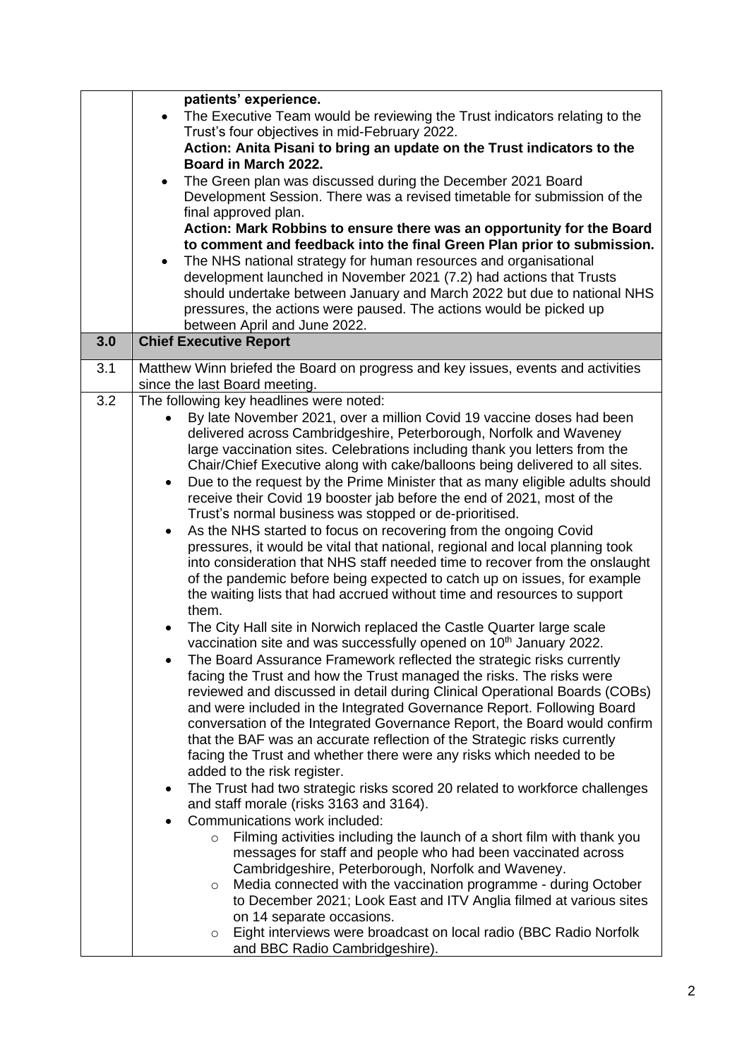| | |
|---|---|
| | **patients' experience.**<br>• The Executive Team would be reviewing the Trust indicators relating to the Trust's four objectives in mid-February 2022.<br>**Action: Anita Pisani to bring an update on the Trust indicators to the Board in March 2022.**<br>• The Green plan was discussed during the December 2021 Board Development Session. There was a revised timetable for submission of the final approved plan.<br>**Action: Mark Robbins to ensure there was an opportunity for the Board to comment and feedback into the final Green Plan prior to submission.**<br>• The NHS national strategy for human resources and organisational development launched in November 2021 (7.2) had actions that Trusts should undertake between January and March 2022 but due to national NHS pressures, the actions were paused. The actions would be picked up between April and June 2022. |
| **3.0** | **Chief Executive Report** |
| 3.1 | Matthew Winn briefed the Board on progress and key issues, events and activities since the last Board meeting. |
| 3.2 | The following key headlines were noted:<br>• By late November 2021, over a million Covid 19 vaccine doses had been delivered across Cambridgeshire, Peterborough, Norfolk and Waveney large vaccination sites. Celebrations including thank you letters from the Chair/Chief Executive along with cake/balloons being delivered to all sites.<br>• Due to the request by the Prime Minister that as many eligible adults should receive their Covid 19 booster jab before the end of 2021, most of the Trust's normal business was stopped or de-prioritised.<br>• As the NHS started to focus on recovering from the ongoing Covid pressures, it would be vital that national, regional and local planning took into consideration that NHS staff needed time to recover from the onslaught of the pandemic before being expected to catch up on issues, for example the waiting lists that had accrued without time and resources to support them.<br>• The City Hall site in Norwich replaced the Castle Quarter large scale vaccination site and was successfully opened on 10th January 2022.<br>• The Board Assurance Framework reflected the strategic risks currently facing the Trust and how the Trust managed the risks. The risks were reviewed and discussed in detail during Clinical Operational Boards (COBs) and were included in the Integrated Governance Report. Following Board conversation of the Integrated Governance Report, the Board would confirm that the BAF was an accurate reflection of the Strategic risks currently facing the Trust and whether there were any risks which needed to be added to the risk register.<br>• The Trust had two strategic risks scored 20 related to workforce challenges and staff morale (risks 3163 and 3164).<br>• Communications work included:<br>  ○ Filming activities including the launch of a short film with thank you messages for staff and people who had been vaccinated across Cambridgeshire, Peterborough, Norfolk and Waveney.<br>  ○ Media connected with the vaccination programme - during October to December 2021; Look East and ITV Anglia filmed at various sites on 14 separate occasions.<br>  ○ Eight interviews were broadcast on local radio (BBC Radio Norfolk and BBC Radio Cambridgeshire). |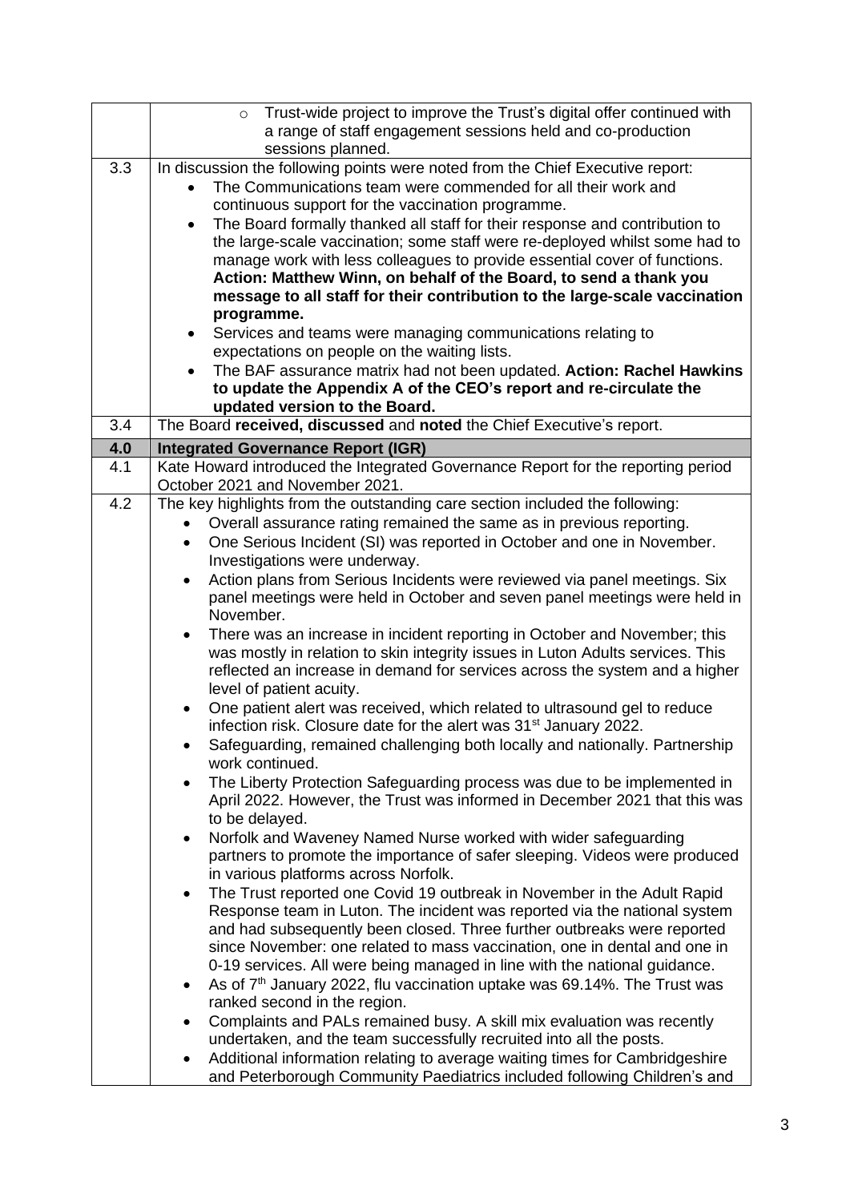| | |
|---|---|
| | ◦ Trust-wide project to improve the Trust's digital offer continued with a range of staff engagement sessions held and co-production sessions planned. |
| 3.3 | In discussion the following points were noted from the Chief Executive report:<br>• The Communications team were commended for all their work and continuous support for the vaccination programme.<br>• The Board formally thanked all staff for their response and contribution to the large-scale vaccination; some staff were re-deployed whilst some had to manage work with less colleagues to provide essential cover of functions. **Action: Matthew Winn, on behalf of the Board, to send a thank you message to all staff for their contribution to the large-scale vaccination programme.**<br>• Services and teams were managing communications relating to expectations on people on the waiting lists.<br>• The BAF assurance matrix had not been updated. **Action: Rachel Hawkins to update the Appendix A of the CEO's report and re-circulate the updated version to the Board.** |
| 3.4 | The Board **received, discussed** and **noted** the Chief Executive's report. |
| **4.0** | **Integrated Governance Report (IGR)** |
| 4.1 | Kate Howard introduced the Integrated Governance Report for the reporting period October 2021 and November 2021. |
| 4.2 | The key highlights from the outstanding care section included the following:<br>• Overall assurance rating remained the same as in previous reporting.<br>• One Serious Incident (SI) was reported in October and one in November. Investigations were underway.<br>• Action plans from Serious Incidents were reviewed via panel meetings. Six panel meetings were held in October and seven panel meetings were held in November.<br>• There was an increase in incident reporting in October and November; this was mostly in relation to skin integrity issues in Luton Adults services. This reflected an increase in demand for services across the system and a higher level of patient acuity.<br>• One patient alert was received, which related to ultrasound gel to reduce infection risk. Closure date for the alert was 31st January 2022.<br>• Safeguarding, remained challenging both locally and nationally. Partnership work continued.<br>• The Liberty Protection Safeguarding process was due to be implemented in April 2022. However, the Trust was informed in December 2021 that this was to be delayed.<br>• Norfolk and Waveney Named Nurse worked with wider safeguarding partners to promote the importance of safer sleeping. Videos were produced in various platforms across Norfolk.<br>• The Trust reported one Covid 19 outbreak in November in the Adult Rapid Response team in Luton. The incident was reported via the national system and had subsequently been closed. Three further outbreaks were reported since November: one related to mass vaccination, one in dental and one in 0-19 services. All were being managed in line with the national guidance.<br>• As of 7th January 2022, flu vaccination uptake was 69.14%. The Trust was ranked second in the region.<br>• Complaints and PALs remained busy. A skill mix evaluation was recently undertaken, and the team successfully recruited into all the posts.<br>• Additional information relating to average waiting times for Cambridgeshire and Peterborough Community Paediatrics included following Children's and |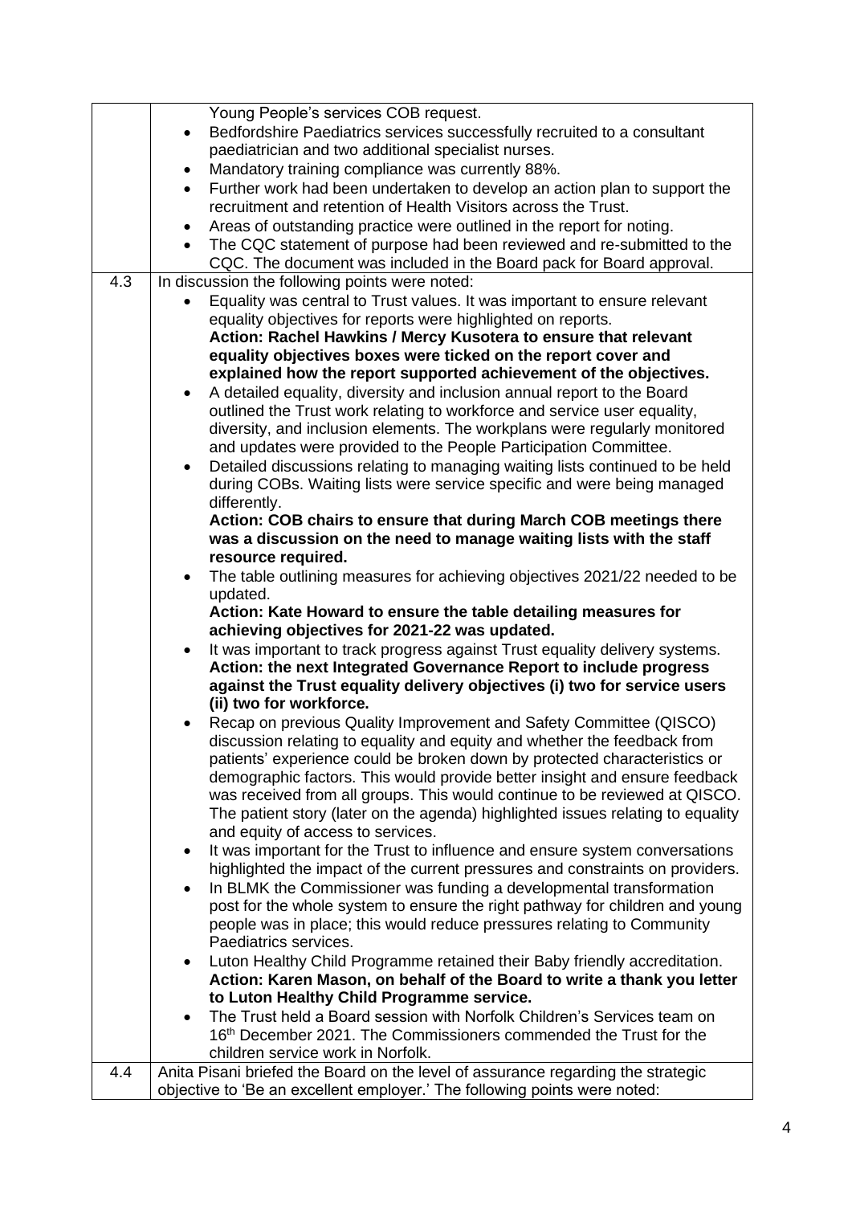| | |
|---|---|
| | Young People's services COB request.<br>• Bedfordshire Paediatrics services successfully recruited to a consultant paediatrician and two additional specialist nurses.<br>• Mandatory training compliance was currently 88%.<br>• Further work had been undertaken to develop an action plan to support the recruitment and retention of Health Visitors across the Trust.<br>• Areas of outstanding practice were outlined in the report for noting.<br>• The CQC statement of purpose had been reviewed and re-submitted to the CQC. The document was included in the Board pack for Board approval. |
| 4.3 | In discussion the following points were noted:<br>• Equality was central to Trust values. It was important to ensure relevant equality objectives for reports were highlighted on reports.<br>**Action: Rachel Hawkins / Mercy Kusotera to ensure that relevant equality objectives boxes were ticked on the report cover and explained how the report supported achievement of the objectives.**<br>• A detailed equality, diversity and inclusion annual report to the Board outlined the Trust work relating to workforce and service user equality, diversity, and inclusion elements. The workplans were regularly monitored and updates were provided to the People Participation Committee.<br>• Detailed discussions relating to managing waiting lists continued to be held during COBs. Waiting lists were service specific and were being managed differently.<br>**Action: COB chairs to ensure that during March COB meetings there was a discussion on the need to manage waiting lists with the staff resource required.**<br>• The table outlining measures for achieving objectives 2021/22 needed to be updated.<br>**Action: Kate Howard to ensure the table detailing measures for achieving objectives for 2021-22 was updated.**<br>• It was important to track progress against Trust equality delivery systems.<br>**Action: the next Integrated Governance Report to include progress against the Trust equality delivery objectives (i) two for service users (ii) two for workforce.**<br>• Recap on previous Quality Improvement and Safety Committee (QISCO) discussion relating to equality and equity and whether the feedback from patients' experience could be broken down by protected characteristics or demographic factors. This would provide better insight and ensure feedback was received from all groups. This would continue to be reviewed at QISCO. The patient story (later on the agenda) highlighted issues relating to equality and equity of access to services.<br>• It was important for the Trust to influence and ensure system conversations highlighted the impact of the current pressures and constraints on providers.<br>• In BLMK the Commissioner was funding a developmental transformation post for the whole system to ensure the right pathway for children and young people was in place; this would reduce pressures relating to Community Paediatrics services.<br>• Luton Healthy Child Programme retained their Baby friendly accreditation.<br>**Action: Karen Mason, on behalf of the Board to write a thank you letter to Luton Healthy Child Programme service.**<br>• The Trust held a Board session with Norfolk Children's Services team on 16th December 2021. The Commissioners commended the Trust for the children service work in Norfolk. |
| 4.4 | Anita Pisani briefed the Board on the level of assurance regarding the strategic objective to 'Be an excellent employer.' The following points were noted: |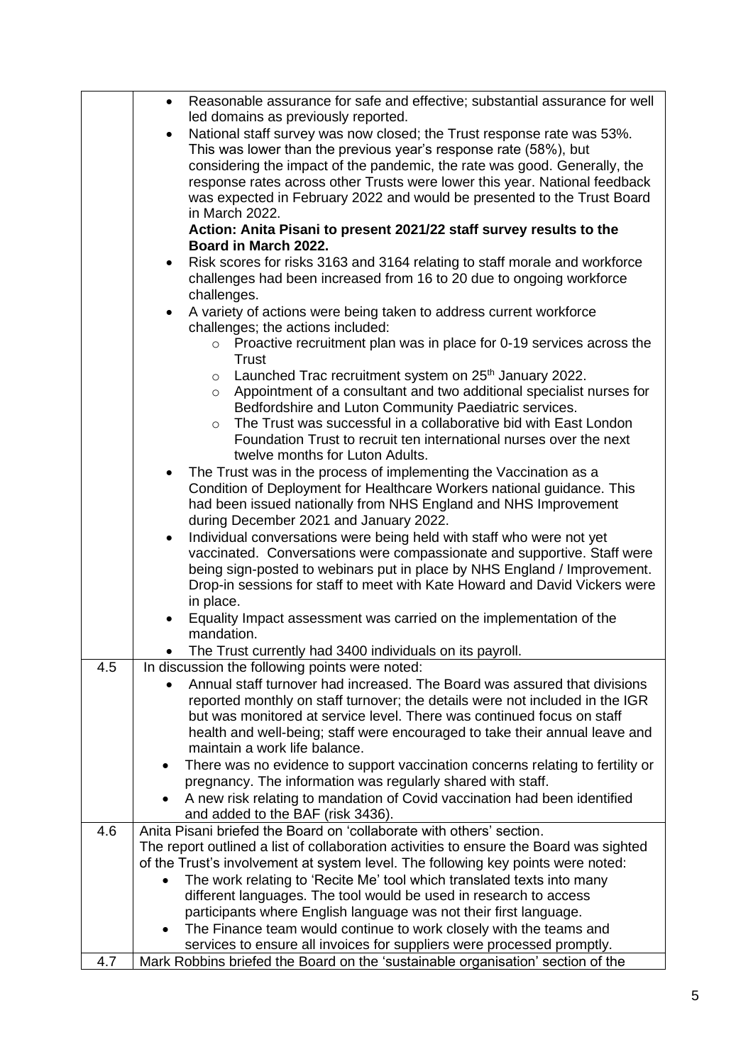| | |
|---|---|
| | <ul><li>Reasonable assurance for safe and effective; substantial assurance for well led domains as previously reported.</li><li>National staff survey was now closed; the Trust response rate was 53%. This was lower than the previous year's response rate (58%), but considering the impact of the pandemic, the rate was good. Generally, the response rates across other Trusts were lower this year. National feedback was expected in February 2022 and would be presented to the Trust Board in March 2022.<br>**Action: Anita Pisani to present 2021/22 staff survey results to the Board in March 2022.**</li><li>Risk scores for risks 3163 and 3164 relating to staff morale and workforce challenges had been increased from 16 to 20 due to ongoing workforce challenges.</li><li>A variety of actions were being taken to address current workforce challenges; the actions included:<ul><li>Proactive recruitment plan was in place for 0-19 services across the Trust</li><li>Launched Trac recruitment system on 25th January 2022.</li><li>Appointment of a consultant and two additional specialist nurses for Bedfordshire and Luton Community Paediatric services.</li><li>The Trust was successful in a collaborative bid with East London Foundation Trust to recruit ten international nurses over the next twelve months for Luton Adults.</li></ul></li><li>The Trust was in the process of implementing the Vaccination as a Condition of Deployment for Healthcare Workers national guidance. This had been issued nationally from NHS England and NHS Improvement during December 2021 and January 2022.</li><li>Individual conversations were being held with staff who were not yet vaccinated. Conversations were compassionate and supportive. Staff were being sign-posted to webinars put in place by NHS England / Improvement. Drop-in sessions for staff to meet with Kate Howard and David Vickers were in place.</li><li>Equality Impact assessment was carried on the implementation of the mandation.</li><li>The Trust currently had 3400 individuals on its payroll.</li></ul> |
| 4.5 | In discussion the following points were noted:<ul><li>Annual staff turnover had increased. The Board was assured that divisions reported monthly on staff turnover; the details were not included in the IGR but was monitored at service level. There was continued focus on staff health and well-being; staff were encouraged to take their annual leave and maintain a work life balance.</li><li>There was no evidence to support vaccination concerns relating to fertility or pregnancy. The information was regularly shared with staff.</li><li>A new risk relating to mandation of Covid vaccination had been identified and added to the BAF (risk 3436).</li></ul> |
| 4.6 | Anita Pisani briefed the Board on 'collaborate with others' section.<br>The report outlined a list of collaboration activities to ensure the Board was sighted of the Trust's involvement at system level. The following key points were noted:<ul><li>The work relating to 'Recite Me' tool which translated texts into many different languages. The tool would be used in research to access participants where English language was not their first language.</li><li>The Finance team would continue to work closely with the teams and services to ensure all invoices for suppliers were processed promptly.</li></ul> |
| 4.7 | Mark Robbins briefed the Board on the 'sustainable organisation' section of the |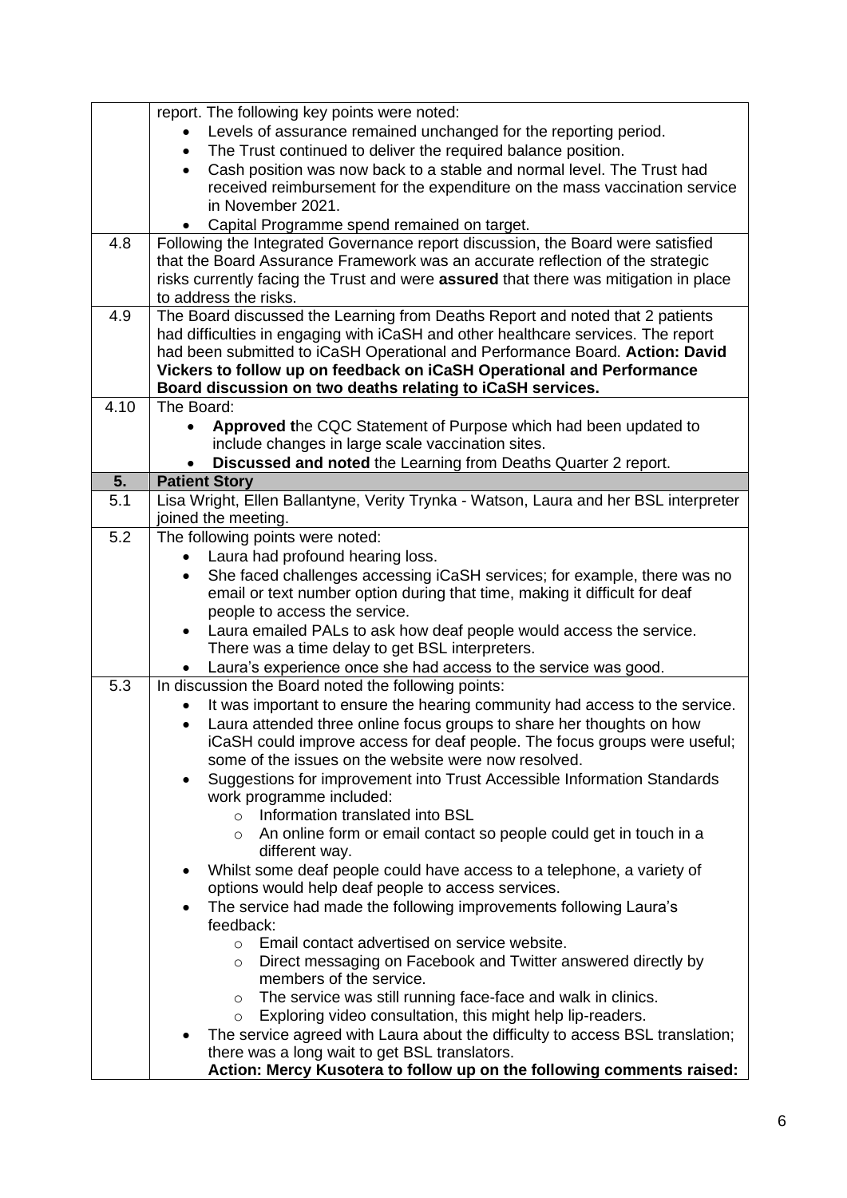| | |
|---|---|
| | report. The following key points were noted:<br>• Levels of assurance remained unchanged for the reporting period.<br>• The Trust continued to deliver the required balance position.<br>• Cash position was now back to a stable and normal level. The Trust had received reimbursement for the expenditure on the mass vaccination service in November 2021.<br>• Capital Programme spend remained on target. |
| 4.8 | Following the Integrated Governance report discussion, the Board were satisfied that the Board Assurance Framework was an accurate reflection of the strategic risks currently facing the Trust and were **assured** that there was mitigation in place to address the risks. |
| 4.9 | The Board discussed the Learning from Deaths Report and noted that 2 patients had difficulties in engaging with iCaSH and other healthcare services. The report had been submitted to iCaSH Operational and Performance Board. **Action: David Vickers to follow up on feedback on iCaSH Operational and Performance Board discussion on two deaths relating to iCaSH services.** |
| 4.10 | The Board:<br>• **Approved t**he CQC Statement of Purpose which had been updated to include changes in large scale vaccination sites.<br>• **Discussed and noted** the Learning from Deaths Quarter 2 report. |
| **5.** | **Patient Story** |
| 5.1 | Lisa Wright, Ellen Ballantyne, Verity Trynka - Watson, Laura and her BSL interpreter joined the meeting. |
| 5.2 | The following points were noted:<br>• Laura had profound hearing loss.<br>• She faced challenges accessing iCaSH services; for example, there was no email or text number option during that time, making it difficult for deaf people to access the service.<br>• Laura emailed PALs to ask how deaf people would access the service. There was a time delay to get BSL interpreters.<br>• Laura's experience once she had access to the service was good. |
| 5.3 | In discussion the Board noted the following points:<br>• It was important to ensure the hearing community had access to the service.<br>• Laura attended three online focus groups to share her thoughts on how iCaSH could improve access for deaf people. The focus groups were useful; some of the issues on the website were now resolved.<br>• Suggestions for improvement into Trust Accessible Information Standards work programme included:<br>&nbsp;&nbsp;&nbsp;&nbsp;○ Information translated into BSL<br>&nbsp;&nbsp;&nbsp;&nbsp;○ An online form or email contact so people could get in touch in a different way.<br>• Whilst some deaf people could have access to a telephone, a variety of options would help deaf people to access services.<br>• The service had made the following improvements following Laura's feedback:<br>&nbsp;&nbsp;&nbsp;&nbsp;○ Email contact advertised on service website.<br>&nbsp;&nbsp;&nbsp;&nbsp;○ Direct messaging on Facebook and Twitter answered directly by members of the service.<br>&nbsp;&nbsp;&nbsp;&nbsp;○ The service was still running face-face and walk in clinics.<br>&nbsp;&nbsp;&nbsp;&nbsp;○ Exploring video consultation, this might help lip-readers.<br>• The service agreed with Laura about the difficulty to access BSL translation; there was a long wait to get BSL translators.<br>**Action: Mercy Kusotera to follow up on the following comments raised:** |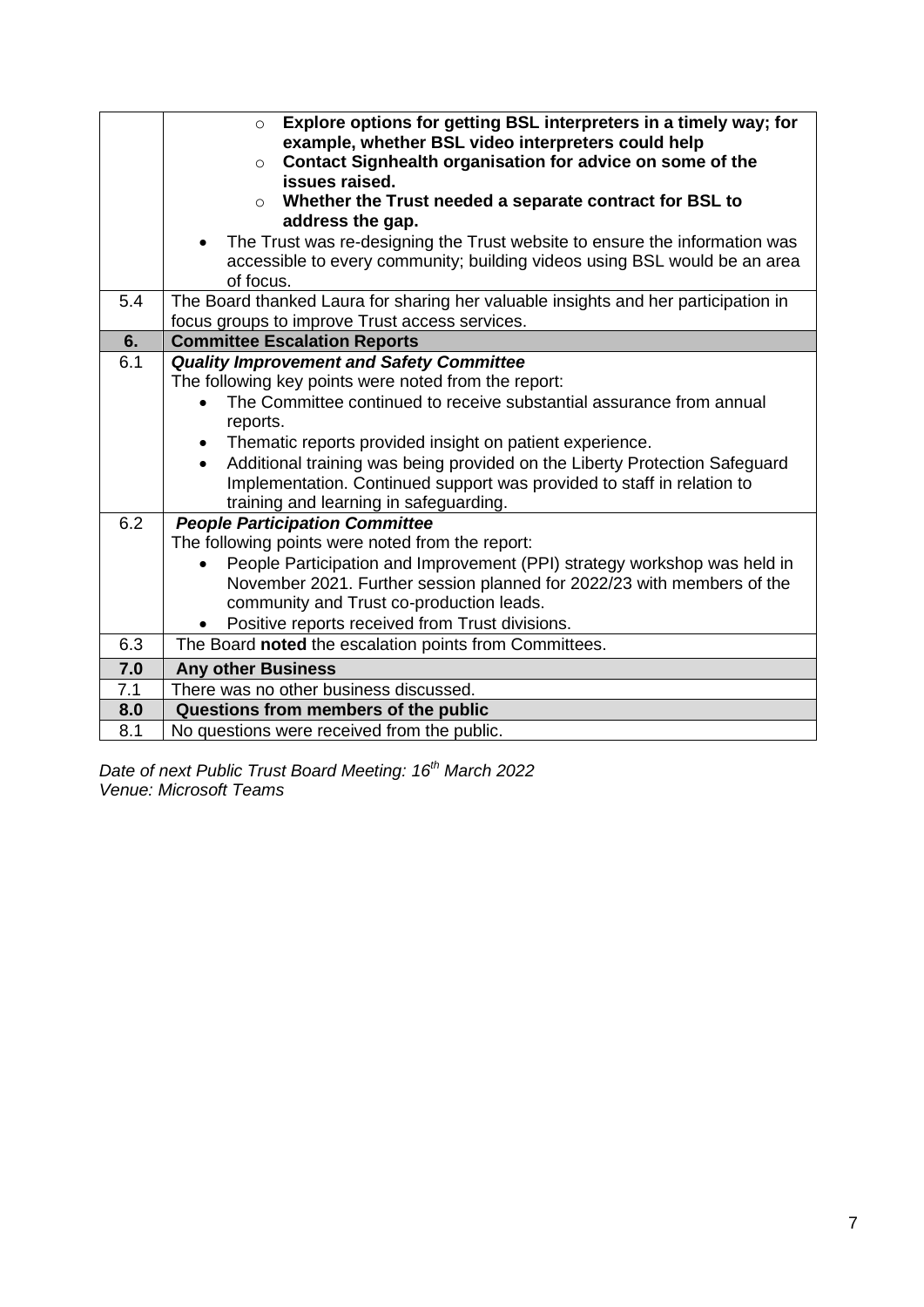| | |
|---|---|
| | ◦ **Explore options for getting BSL interpreters in a timely way; for example, whether BSL video interpreters could help**<br>◦ **Contact Signhealth organisation for advice on some of the issues raised.**<br>◦ **Whether the Trust needed a separate contract for BSL to address the gap.**<br>• The Trust was re-designing the Trust website to ensure the information was accessible to every community; building videos using BSL would be an area of focus. |
| 5.4 | The Board thanked Laura for sharing her valuable insights and her participation in focus groups to improve Trust access services. |
| **6.** | **Committee Escalation Reports** |
| 6.1 | ***Quality Improvement and Safety Committee***<br>The following key points were noted from the report:<br>• The Committee continued to receive substantial assurance from annual reports.<br>• Thematic reports provided insight on patient experience.<br>• Additional training was being provided on the Liberty Protection Safeguard Implementation. Continued support was provided to staff in relation to training and learning in safeguarding. |
| 6.2 | ***People Participation Committee***<br>The following points were noted from the report:<br>• People Participation and Improvement (PPI) strategy workshop was held in November 2021. Further session planned for 2022/23 with members of the community and Trust co-production leads.<br>• Positive reports received from Trust divisions. |
| 6.3 | The Board **noted** the escalation points from Committees. |
| **7.0** | **Any other Business** |
| 7.1 | There was no other business discussed. |
| **8.0** | **Questions from members of the public** |
| 8.1 | No questions were received from the public. |

*Date of next Public Trust Board Meeting: 16th March 2022*
*Venue: Microsoft Teams*